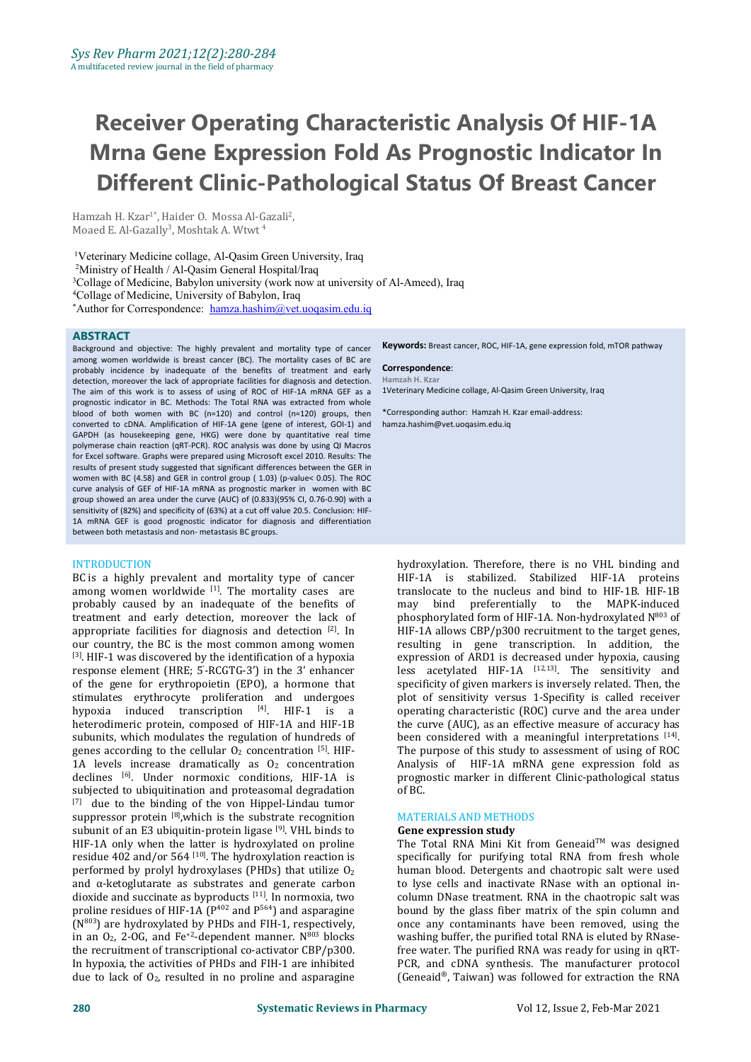# Receiver Operating Characteristic Analysis Of HIF-1A Mrna Gene Expression Fold As Prognostic Indicator In Different Clinic-Pathological Status Of Breast Cancer

Hamzah H. Kzar[1*], Haider O. Mossa Al-Gazali[2], Moaed E. Al-Gazally[3], Moshtak A. Wtwt [4]

[1]Veterinary Medicine collage, Al-Qasim Green University, Iraq
[2]Ministry of Health / Al-Qasim General Hospital/Iraq
[3]Collage of Medicine, Babylon university (work now at university of Al-Ameed), Iraq
[4]Collage of Medicine, University of Babylon, Iraq
[*]Author for Correspondence: hamza.hashim@vet.uoqasim.edu.iq

## ABSTRACT

Background and objective: The highly prevalent and mortality type of cancer among women worldwide is breast cancer (BC). The mortality cases of BC are probably incidence by inadequate of the benefits of treatment and early detection, moreover the lack of appropriate facilities for diagnosis and detection. The aim of this work is to assess of using of ROC of HIF-1A mRNA GEF as a prognostic indicator in BC. Methods: The Total RNA was extracted from whole blood of both women with BC (n=120) and control (n=120) groups, then converted to cDNA. Amplification of HIF-1A gene (gene of interest, GOI-1) and GAPDH (as housekeeping gene, HKG) were done by quantitative real time polymerase chain reaction (qRT-PCR). ROC analysis was done by using QI Macros for Excel software. Graphs were prepared using Microsoft excel 2010. Results: The results of present study suggested that significant differences between the GER in women with BC (4.58) and GER in control group ( 1.03) (p-value< 0.05). The ROC curve analysis of GEF of HIF-1A mRNA as prognostic marker in women with BC group showed an area under the curve (AUC) of (0.833)(95% CI, 0.76-0.90) with a sensitivity of (82%) and specificity of (63%) at a cut off value 20.5. Conclusion: HIF-1A mRNA GEF is good prognostic indicator for diagnosis and differentiation between both metastasis and non- metastasis BC groups.

**Keywords:** Breast cancer, ROC, HIF-1A, gene expression fold, mTOR pathway

**Correspondence**:
Hamzah H. Kzar
1Veterinary Medicine collage, Al-Qasim Green University, Iraq

*Corresponding author: Hamzah H. Kzar email-address: hamza.hashim@vet.uoqasim.edu.iq

## INTRODUCTION

BC is a highly prevalent and mortality type of cancer among women worldwide [1]. The mortality cases are probably caused by an inadequate of the benefits of treatment and early detection, moreover the lack of appropriate facilities for diagnosis and detection [2]. In our country, the BC is the most common among women [3]. HIF-1 was discovered by the identification of a hypoxia response element (HRE; 5'-RCGTG-3') in the 3' enhancer of the gene for erythropoietin (EPO), a hormone that stimulates erythrocyte proliferation and undergoes hypoxia induced transcription [4]. HIF-1 is a heterodimeric protein, composed of HIF-1A and HIF-1B subunits, which modulates the regulation of hundreds of genes according to the cellular $O_2$ concentration [5]. HIF-1A levels increase dramatically as $O_2$ concentration declines [6]. Under normoxic conditions, HIF-1A is subjected to ubiquitination and proteasomal degradation [7] due to the binding of the von Hippel-Lindau tumor suppressor protein [8],which is the substrate recognition subunit of an E3 ubiquitin-protein ligase [9]. VHL binds to HIF-1A only when the latter is hydroxylated on proline residue 402 and/or 564 [10]. The hydroxylation reaction is performed by prolyl hydroxylases (PHDs) that utilize $O_2$ and α-ketoglutarate as substrates and generate carbon dioxide and succinate as byproducts [11]. In normoxia, two proline residues of HIF-1A ($P^{402}$ and $P^{564}$) and asparagine ($N^{803}$) are hydroxylated by PHDs and FIH-1, respectively, in an $O_2$, 2-OG, and $Fe^{+2}$-dependent manner. $N^{803}$ blocks the recruitment of transcriptional co-activator CBP/p300. In hypoxia, the activities of PHDs and FIH-1 are inhibited due to lack of $O_2$, resulted in no proline and asparagine hydroxylation. Therefore, there is no VHL binding and HIF-1A is stabilized. Stabilized HIF-1A proteins translocate to the nucleus and bind to HIF-1B. HIF-1B may bind preferentially to the MAPK-induced phosphorylated form of HIF-1A. Non-hydroxylated $N^{803}$ of HIF-1A allows CBP/p300 recruitment to the target genes, resulting in gene transcription. In addition, the expression of ARD1 is decreased under hypoxia, causing less acetylated HIF-1A [12,13]. The sensitivity and specificity of given markers is inversely related. Then, the plot of sensitivity versus 1-Specifity is called receiver operating characteristic (ROC) curve and the area under the curve (AUC), as an effective measure of accuracy has been considered with a meaningful interpretations [14]. The purpose of this study to assessment of using of ROC Analysis of HIF-1A mRNA gene expression fold as prognostic marker in different Clinic-pathological status of BC.

## MATERIALS AND METHODS

### Gene expression study

The Total RNA Mini Kit from Geneaid™ was designed specifically for purifying total RNA from fresh whole human blood. Detergents and chaotropic salt were used to lyse cells and inactivate RNase with an optional in-column DNase treatment. RNA in the chaotropic salt was bound by the glass fiber matrix of the spin column and once any contaminants have been removed, using the washing buffer, the purified total RNA is eluted by RNase-free water. The purified RNA was ready for using in qRT-PCR, and cDNA synthesis. The manufacturer protocol (Geneaid®, Taiwan) was followed for extraction the RNA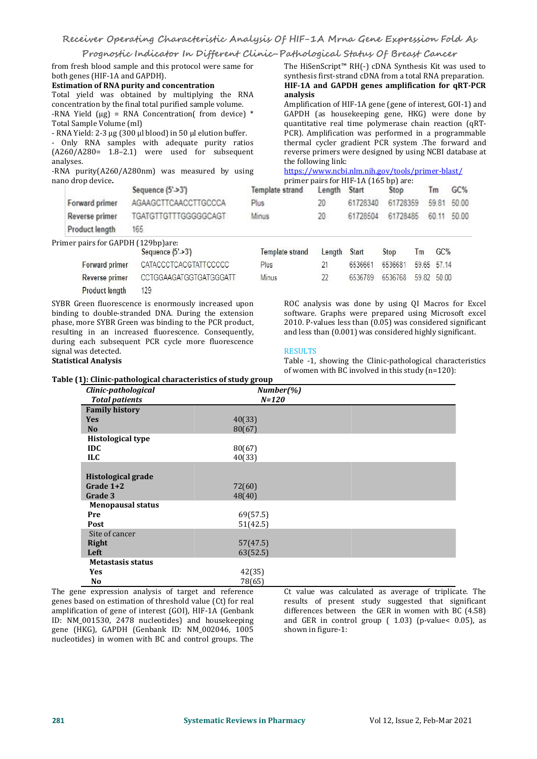from fresh blood sample and this protocol were same for both genes (HIF-1A and GAPDH).

**Estimation of RNA purity and concentration**

Total yield was obtained by multiplying the RNA concentration by the final total purified sample volume.

-RNA Yield (µg) = RNA Concentration( from device) * Total Sample Volume (ml)

- RNA Yield: 2-3 µg (300 µl blood) in 50 µl elution buffer.
- Only RNA samples with adequate purity ratios (A260/A280= 1.8–2.1) were used for subsequent analyses.

-RNA purity(A260/A280nm) was measured by using nano drop device**.**

The HiSenScript™ RH(-) cDNA Synthesis Kit was used to synthesis first-strand cDNA from a total RNA preparation.

**HIF-1A and GAPDH genes amplification for qRT-PCR analysis**

Amplification of HIF-1A gene (gene of interest, GOI-1) and GAPDH (as housekeeping gene, HKG) were done by quantitative real time polymerase chain reaction (qRT-PCR). Amplification was performed in a programmable thermal cycler gradient PCR system .The forward and reverse primers were designed by using NCBI database at the following link:

https://www.ncbi.nlm.nih.gov/tools/primer-blast/

primer pairs for HIF-1A (165 bp) are:

| | Sequence (5'->3') | Template strand | Length | Start | Stop | Tm | GC% |
|---|---|---|---|---|---|---|---|
| Forward primer | AGAAGCTTCAACCTTGCCCA | Plus | 20 | 61728340 | 61728359 | 59.81 | 50.00 |
| Reverse primer | TGATGTTGTTTGGGGGCAGT | Minus | 20 | 61728504 | 61728485 | 60.11 | 50.00 |
| Product length | 165 | | | | | | |

Primer pairs for GAPDH (129bp)are:

| | Sequence (5'->3') | Template strand | Length | Start | Stop | Tm | GC% |
|---|---|---|---|---|---|---|---|
| Forward primer | CATACCCTCACGTATTCCCCC | Plus | 21 | 6536661 | 6536681 | 59.65 | 57.14 |
| Reverse primer | CCTGGAAGATGGTGATGGGATT | Minus | 22 | 6536789 | 6536768 | 59.82 | 50.00 |
| Product length | 129 | | | | | | |

SYBR Green fluorescence is enormously increased upon binding to double-stranded DNA. During the extension phase, more SYBR Green was binding to the PCR product, resulting in an increased fluorescence. Consequently, during each subsequent PCR cycle more fluorescence signal was detected.

**Statistical Analysis**

ROC analysis was done by using QI Macros for Excel software. Graphs were prepared using Microsoft excel 2010. P-values less than (0.05) was considered significant and less than (0.001) was considered highly significant.

## RESULTS

Table -1, showing the Clinic-pathological characteristics of women with BC involved in this study (n=120):

**Table (1): Clinic-pathological characteristics of study group**

| *Clinic-pathological* ***Total patients*** | ***Number(%)*** ***N=120*** |
|---|---|
| **Family history** | |
| **Yes** | 40(33) |
| **No** | 80(67) |
| **Histological type** | |
| **IDC** | 80(67) |
| **ILC** | 40(33) |
| **Histological grade** | |
| **Grade 1+2** | 72(60) |
| **Grade 3** | 48(40) |
| **Menopausal status** | |
| **Pre** | 69(57.5) |
| **Post** | 51(42.5) |
| Site of cancer | |
| **Right** | 57(47.5) |
| **Left** | 63(52.5) |
| **Metastasis status** | |
| **Yes** | 42(35) |
| **No** | 78(65) |

The gene expression analysis of target and reference genes based on estimation of threshold value (Ct) for real amplification of gene of interest (GOI), HIF-1A (Genbank ID: NM_001530, 2478 nucleotides) and housekeeping gene (HKG), GAPDH (Genbank ID: NM_002046, 1005 nucleotides) in women with BC and control groups. The Ct value was calculated as average of triplicate. The results of present study suggested that significant differences between the GER in women with BC (4.58) and GER in control group ( 1.03) (p-value< 0.05), as shown in figure-1: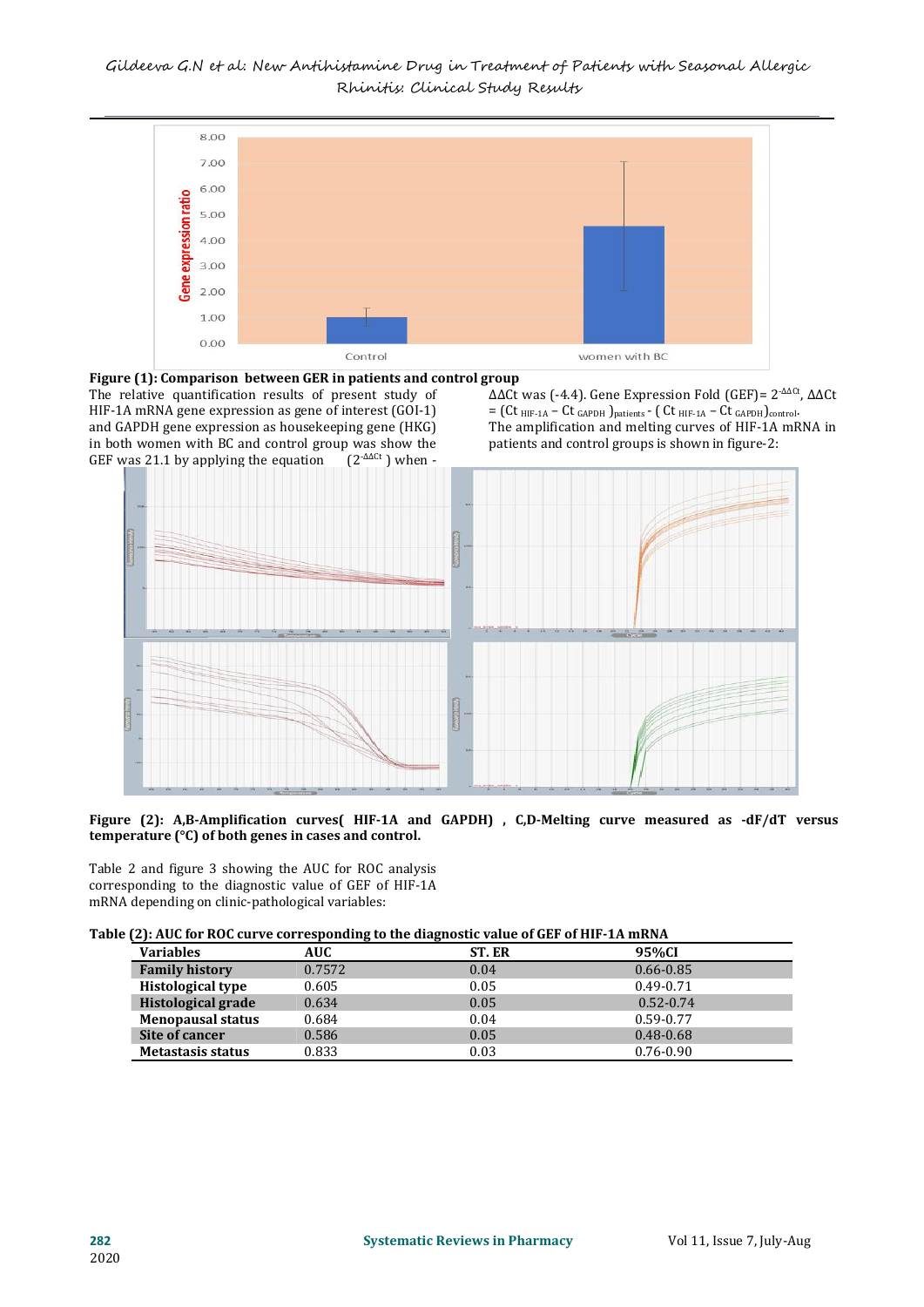Gene expression ratio

8.00
7.00
6.00
5.00
4.00
3.00
2.00
1.00
0.00

Control
women with BC

**Figure (1): Comparison between GER in patients and control group**

The relative quantification results of present study of HIF-1A mRNA gene expression as gene of interest (GOI-1) and GAPDH gene expression as housekeeping gene (HKG) in both women with BC and control group was show the GEF was 21.1 by applying the equation ($2^{-\Delta\Delta Ct}$) when -$\Delta\Delta Ct$ was (-4.4). Gene Expression Fold (GEF)= $2^{-\Delta\Delta Ct}$, $\Delta\Delta Ct$ = $(Ct_{\text{HIF-1A}} - Ct_{\text{GAPDH}})_{\text{patients}} - (Ct_{\text{HIF-1A}} - Ct_{\text{GAPDH}})_{\text{control}}$.

The amplification and melting curves of HIF-1A mRNA in patients and control groups is shown in figure-2:

**Figure (2): A,B-Amplification curves( HIF-1A and GAPDH) , C,D-Melting curve measured as -dF/dT versus temperature (°C) of both genes in cases and control.**

Table 2 and figure 3 showing the AUC for ROC analysis corresponding to the diagnostic value of GEF of HIF-1A mRNA depending on clinic-pathological variables:

**Table (2): AUC for ROC curve corresponding to the diagnostic value of GEF of HIF-1A mRNA**

| Variables | AUC | ST. ER | 95%CI |
|---|---|---|---|
| **Family history** | 0.7572 | 0.04 | 0.66-0.85 |
| **Histological type** | 0.605 | 0.05 | 0.49-0.71 |
| **Histological grade** | 0.634 | 0.05 | 0.52-0.74 |
| **Menopausal status** | 0.684 | 0.04 | 0.59-0.77 |
| **Site of cancer** | 0.586 | 0.05 | 0.48-0.68 |
| **Metastasis status** | 0.833 | 0.03 | 0.76-0.90 |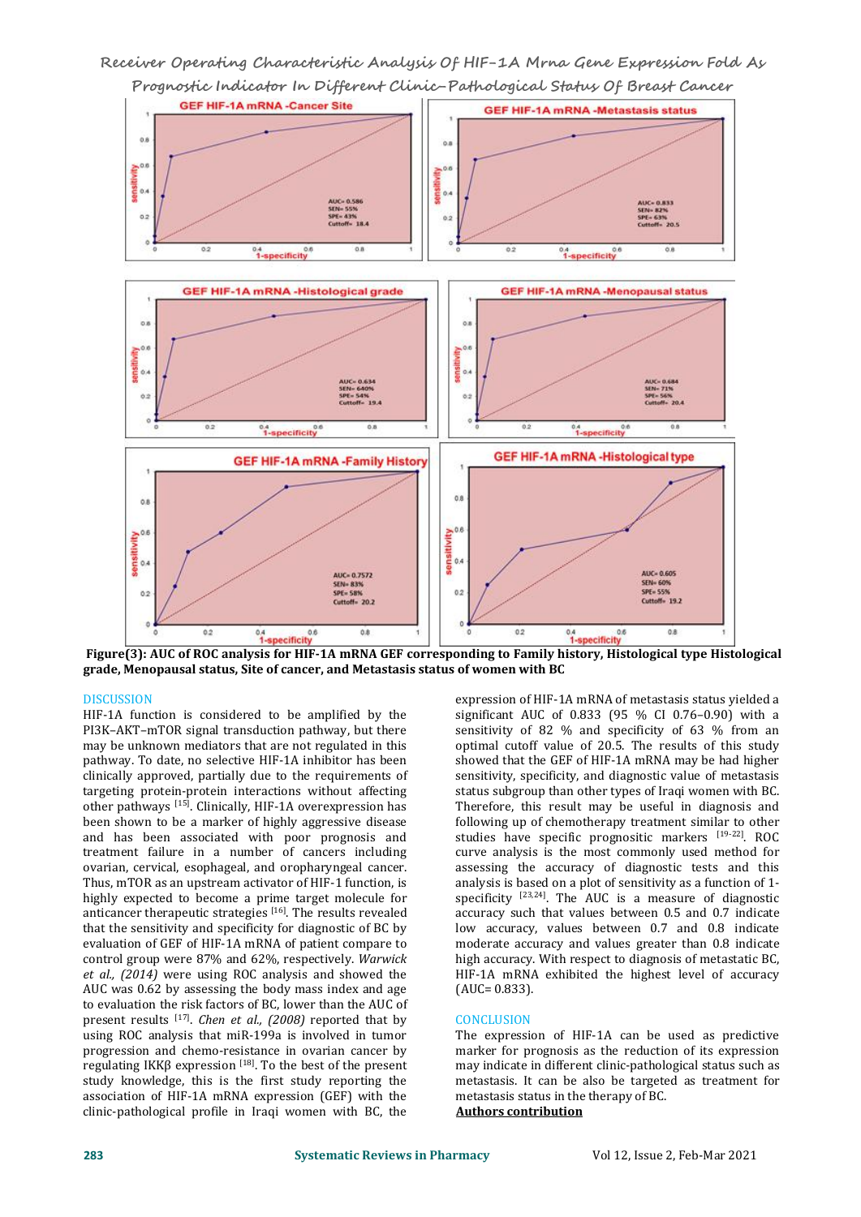Receiver Operating Characteristic Analysis Of HIF-1A Mrna Gene Expression Fold As Prognostic Indicator In Different Clinic-Pathological Status Of Breast Cancer

GEF HIF-1A mRNA -Cancer Site

AUC= 0.586
SEN= 55%
SPE= 43%
Cuttoff= 18.4

GEF HIF-1A mRNA -Metastasis status

AUC= 0.833
SEN= 82%
SPE= 63%
Cuttoff= 20.5

GEF HIF-1A mRNA -Histological grade

AUC= 0.634
SEN= 640%
SPE= 54%
Cuttoff= 19.4

GEF HIF-1A mRNA -Menopausal status

AUC= 0.684
SEN= 71%
SPE= 56%
Cuttoff= 20.4

GEF HIF-1A mRNA -Family History

AUC= 0.7572
SEN= 83%
SPE= 58%
Cuttoff= 20.2

GEF HIF-1A mRNA -Histological type

AUC= 0.605
SEN= 60%
SPE= 55%
Cuttoff= 19.2

sensitivity

1-specificity

**Figure(3): AUC of ROC analysis for HIF-1A mRNA GEF corresponding to Family history, Histological type Histological grade, Menopausal status, Site of cancer, and Metastasis status of women with BC**

## DISCUSSION

HIF-1A function is considered to be amplified by the PI3K–AKT–mTOR signal transduction pathway, but there may be unknown mediators that are not regulated in this pathway. To date, no selective HIF-1A inhibitor has been clinically approved, partially due to the requirements of targeting protein-protein interactions without affecting other pathways [15]. Clinically, HIF-1A overexpression has been shown to be a marker of highly aggressive disease and has been associated with poor prognosis and treatment failure in a number of cancers including ovarian, cervical, esophageal, and oropharyngeal cancer. Thus, mTOR as an upstream activator of HIF-1 function, is highly expected to become a prime target molecule for anticancer therapeutic strategies [16]. The results revealed that the sensitivity and specificity for diagnostic of BC by evaluation of GEF of HIF-1A mRNA of patient compare to control group were 87% and 62%, respectively. *Warwick et al., (2014)* were using ROC analysis and showed the AUC was 0.62 by assessing the body mass index and age to evaluation the risk factors of BC, lower than the AUC of present results [17]. *Chen et al., (2008)* reported that by using ROC analysis that miR-199a is involved in tumor progression and chemo-resistance in ovarian cancer by regulating IKKβ expression [18]. To the best of the present study knowledge, this is the first study reporting the association of HIF-1A mRNA expression (GEF) with the clinic-pathological profile in Iraqi women with BC, the expression of HIF-1A mRNA of metastasis status yielded a significant AUC of 0.833 (95 % CI 0.76–0.90) with a sensitivity of 82 % and specificity of 63 % from an optimal cutoff value of 20.5. The results of this study showed that the GEF of HIF-1A mRNA may be had higher sensitivity, specificity, and diagnostic value of metastasis status subgroup than other types of Iraqi women with BC. Therefore, this result may be useful in diagnosis and following up of chemotherapy treatment similar to other studies have specific prognositic markers [19-22]. ROC curve analysis is the most commonly used method for assessing the accuracy of diagnostic tests and this analysis is based on a plot of sensitivity as a function of 1-specificity [23,24]. The AUC is a measure of diagnostic accuracy such that values between 0.5 and 0.7 indicate low accuracy, values between 0.7 and 0.8 indicate moderate accuracy and values greater than 0.8 indicate high accuracy. With respect to diagnosis of metastatic BC, HIF-1A mRNA exhibited the highest level of accuracy (AUC= 0.833).

## CONCLUSION

The expression of HIF-1A can be used as predictive marker for prognosis as the reduction of its expression may indicate in different clinic-pathological status such as metastasis. It can be also be targeted as treatment for metastasis status in the therapy of BC.

**Authors contribution**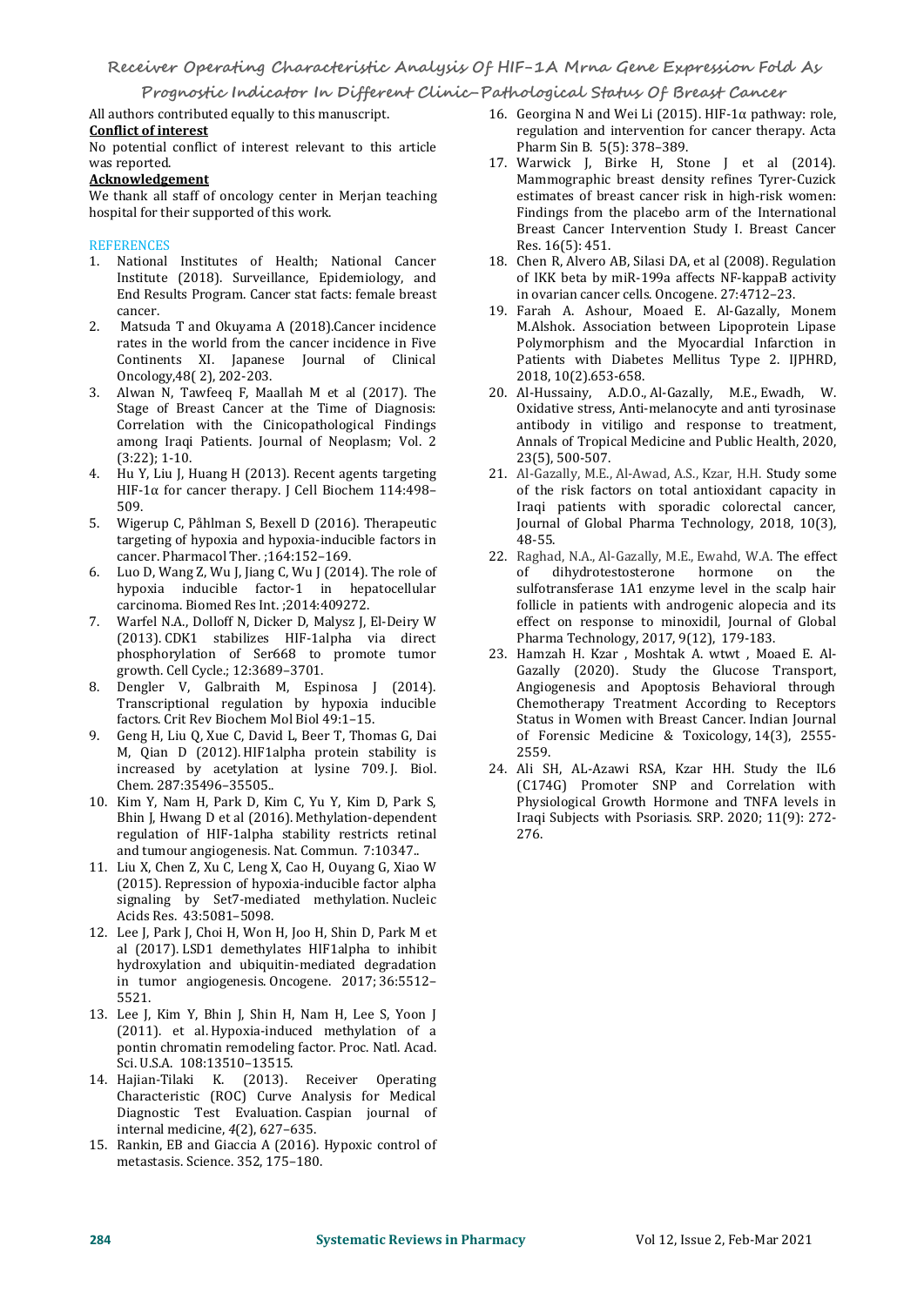All authors contributed equally to this manuscript.

**Conflict of interest**

No potential conflict of interest relevant to this article was reported.

**Acknowledgement**

We thank all staff of oncology center in Merjan teaching hospital for their supported of this work.

## REFERENCES

1. National Institutes of Health; National Cancer Institute (2018). Surveillance, Epidemiology, and End Results Program. Cancer stat facts: female breast cancer.
2. Matsuda T and Okuyama A (2018).Cancer incidence rates in the world from the cancer incidence in Five Continents XI. Japanese Journal of Clinical Oncology,48( 2), 202-203.
3. Alwan N, Tawfeeq F, Maallah M et al (2017). The Stage of Breast Cancer at the Time of Diagnosis: Correlation with the Cinicopathological Findings among Iraqi Patients. Journal of Neoplasm; Vol. 2 (3:22); 1-10.
4. Hu Y, Liu J, Huang H (2013). Recent agents targeting HIF-1α for cancer therapy. J Cell Biochem 114:498–509.
5. Wigerup C, Påhlman S, Bexell D (2016). Therapeutic targeting of hypoxia and hypoxia-inducible factors in cancer. Pharmacol Ther. ;164:152–169.
6. Luo D, Wang Z, Wu J, Jiang C, Wu J (2014). The role of hypoxia inducible factor-1 in hepatocellular carcinoma. Biomed Res Int. ;2014:409272.
7. Warfel N.A., Dolloff N, Dicker D, Malysz J, El-Deiry W (2013). CDK1 stabilizes HIF-1alpha via direct phosphorylation of Ser668 to promote tumor growth. Cell Cycle.; 12:3689–3701.
8. Dengler V, Galbraith M, Espinosa J (2014). Transcriptional regulation by hypoxia inducible factors. Crit Rev Biochem Mol Biol 49:1–15.
9. Geng H, Liu Q, Xue C, David L, Beer T, Thomas G, Dai M, Qian D (2012). HIF1alpha protein stability is increased by acetylation at lysine 709. J. Biol. Chem. 287:35496–35505..
10. Kim Y, Nam H, Park D, Kim C, Yu Y, Kim D, Park S, Bhin J, Hwang D et al (2016). Methylation-dependent regulation of HIF-1alpha stability restricts retinal and tumour angiogenesis. Nat. Commun. 7:10347..
11. Liu X, Chen Z, Xu C, Leng X, Cao H, Ouyang G, Xiao W (2015). Repression of hypoxia-inducible factor alpha signaling by Set7-mediated methylation. Nucleic Acids Res. 43:5081–5098.
12. Lee J, Park J, Choi H, Won H, Joo H, Shin D, Park M et al (2017). LSD1 demethylates HIF1alpha to inhibit hydroxylation and ubiquitin-mediated degradation in tumor angiogenesis. Oncogene. 2017; 36:5512–5521.
13. Lee J, Kim Y, Bhin J, Shin H, Nam H, Lee S, Yoon J (2011). et al. Hypoxia-induced methylation of a pontin chromatin remodeling factor. Proc. Natl. Acad. Sci. U.S.A. 108:13510–13515.
14. Hajian-Tilaki K. (2013). Receiver Operating Characteristic (ROC) Curve Analysis for Medical Diagnostic Test Evaluation. Caspian journal of internal medicine, *4*(2), 627–635.
15. Rankin, EB and Giaccia A (2016). Hypoxic control of metastasis. Science. 352, 175–180.
16. Georgina N and Wei Li (2015). HIF-1α pathway: role, regulation and intervention for cancer therapy. Acta Pharm Sin B. 5(5): 378–389.
17. Warwick J, Birke H, Stone J et al (2014). Mammographic breast density refines Tyrer-Cuzick estimates of breast cancer risk in high-risk women: Findings from the placebo arm of the International Breast Cancer Intervention Study I. Breast Cancer Res. 16(5): 451.
18. Chen R, Alvero AB, Silasi DA, et al (2008). Regulation of IKK beta by miR-199a affects NF-kappaB activity in ovarian cancer cells. Oncogene. 27:4712–23.
19. Farah A. Ashour, Moaed E. Al-Gazally, Monem M.Alshok. Association between Lipoprotein Lipase Polymorphism and the Myocardial Infarction in Patients with Diabetes Mellitus Type 2. IJPHRD, 2018, 10(2).653-658.
20. Al-Hussainy, A.D.O., Al-Gazally, M.E., Ewadh, W. Oxidative stress, Anti-melanocyte and anti tyrosinase antibody in vitiligo and response to treatment, Annals of Tropical Medicine and Public Health, 2020, 23(5), 500-507.
21. Al-Gazally, M.E., Al-Awad, A.S., Kzar, H.H. Study some of the risk factors on total antioxidant capacity in Iraqi patients with sporadic colorectal cancer, Journal of Global Pharma Technology, 2018, 10(3), 48-55.
22. Raghad, N.A., Al-Gazally, M.E., Ewahd, W.A. The effect of dihydrotestosterone hormone on the sulfotransferase 1A1 enzyme level in the scalp hair follicle in patients with androgenic alopecia and its effect on response to minoxidil, Journal of Global Pharma Technology, 2017, 9(12), 179-183.
23. Hamzah H. Kzar , Moshtak A. wtwt , Moaed E. Al-Gazally (2020). Study the Glucose Transport, Angiogenesis and Apoptosis Behavioral through Chemotherapy Treatment According to Receptors Status in Women with Breast Cancer. Indian Journal of Forensic Medicine & Toxicology, 14(3), 2555-2559.
24. Ali SH, AL-Azawi RSA, Kzar HH. Study the IL6 (C174G) Promoter SNP and Correlation with Physiological Growth Hormone and TNFA levels in Iraqi Subjects with Psoriasis. SRP. 2020; 11(9): 272-276.